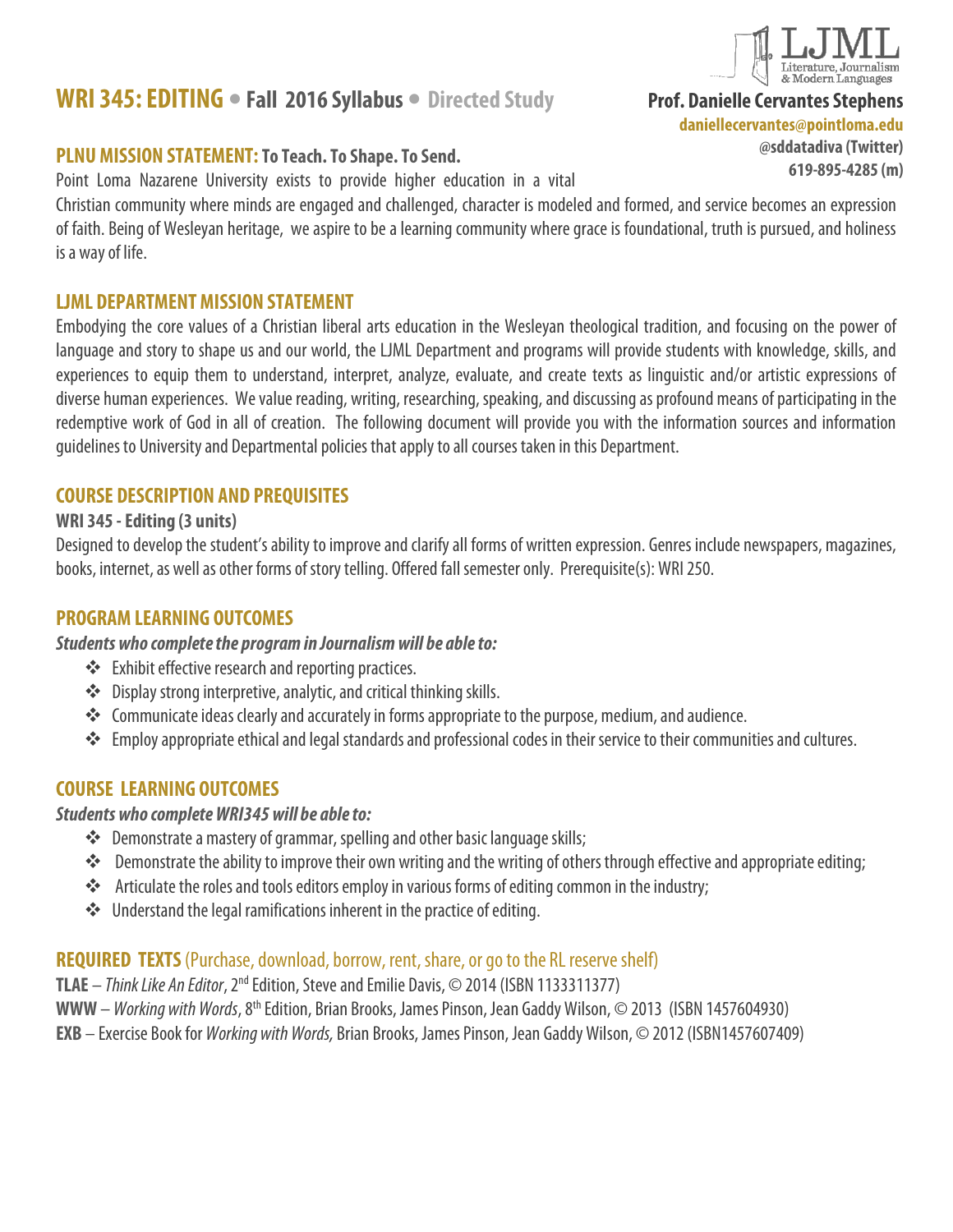# WRI 345: EDITING • Fall 2016 Syllabus • Directed Study

LJML Literature, Journalism & Modern Languages

**Prof. Danielle Cervantes Stephens**
**daniellecervantes@pointloma.edu**
**@sddatadiva (Twitter)**
**619-895-4285 (m)**

## PLNU MISSION STATEMENT: To Teach. To Shape. To Send.

Point Loma Nazarene University exists to provide higher education in a vital Christian community where minds are engaged and challenged, character is modeled and formed, and service becomes an expression of faith. Being of Wesleyan heritage, we aspire to be a learning community where grace is foundational, truth is pursued, and holiness is a way of life.

## LJML DEPARTMENT MISSION STATEMENT

Embodying the core values of a Christian liberal arts education in the Wesleyan theological tradition, and focusing on the power of language and story to shape us and our world, the LJML Department and programs will provide students with knowledge, skills, and experiences to equip them to understand, interpret, analyze, evaluate, and create texts as linguistic and/or artistic expressions of diverse human experiences. We value reading, writing, researching, speaking, and discussing as profound means of participating in the redemptive work of God in all of creation. The following document will provide you with the information sources and information guidelines to University and Departmental policies that apply to all courses taken in this Department.

## COURSE DESCRIPTION AND PREQUISITES

**WRI 345 - Editing (3 units)**

Designed to develop the student's ability to improve and clarify all forms of written expression. Genres include newspapers, magazines, books, internet, as well as other forms of story telling. Offered fall semester only. Prerequisite(s): WRI 250.

## PROGRAM LEARNING OUTCOMES

***Students who complete the program in Journalism will be able to:***

- Exhibit effective research and reporting practices.
- Display strong interpretive, analytic, and critical thinking skills.
- Communicate ideas clearly and accurately in forms appropriate to the purpose, medium, and audience.
- Employ appropriate ethical and legal standards and professional codes in their service to their communities and cultures.

## COURSE LEARNING OUTCOMES

***Students who complete WRI345 will be able to:***

- Demonstrate a mastery of grammar, spelling and other basic language skills;
- Demonstrate the ability to improve their own writing and the writing of others through effective and appropriate editing;
- Articulate the roles and tools editors employ in various forms of editing common in the industry;
- Understand the legal ramifications inherent in the practice of editing.

## REQUIRED TEXTS (Purchase, download, borrow, rent, share, or go to the RL reserve shelf)

**TLAE** – *Think Like An Editor*, 2nd Edition, Steve and Emilie Davis, © 2014 (ISBN 1133311377)
**WWW** – *Working with Words*, 8th Edition, Brian Brooks, James Pinson, Jean Gaddy Wilson, © 2013 (ISBN 1457604930)
**EXB** – Exercise Book for *Working with Words,* Brian Brooks, James Pinson, Jean Gaddy Wilson, © 2012 (ISBN1457607409)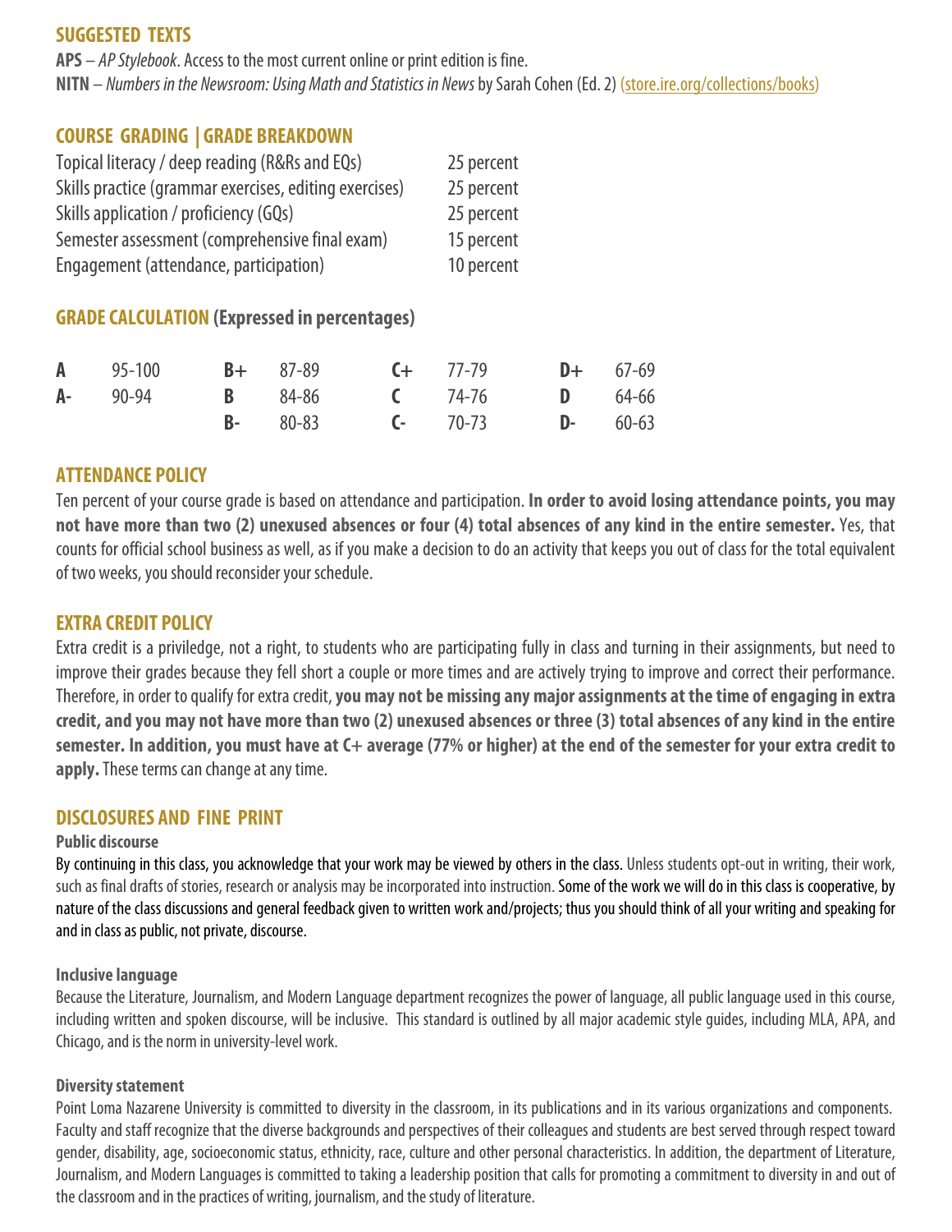## SUGGESTED TEXTS

**APS** – *AP Stylebook*. Access to the most current online or print edition is fine.
**NITN** – *Numbers in the Newsroom: Using Math and Statistics in News* by Sarah Cohen (Ed. 2) (store.ire.org/collections/books)

## COURSE GRADING | GRADE BREAKDOWN

| | |
|---|---|
| Topical literacy / deep reading (R&Rs and EQs) | 25 percent |
| Skills practice (grammar exercises, editing exercises) | 25 percent |
| Skills application / proficiency (GQs) | 25 percent |
| Semester assessment (comprehensive final exam) | 15 percent |
| Engagement (attendance, participation) | 10 percent |

## GRADE CALCULATION (Expressed in percentages)

| | | | | | | | |
|---|---|---|---|---|---|---|---|
| **A** | 95-100 | **B+** | 87-89 | **C+** | 77-79 | **D+** | 67-69 |
| **A-** | 90-94 | **B** | 84-86 | **C** | 74-76 | **D** | 64-66 |
| | | **B-** | 80-83 | **C-** | 70-73 | **D-** | 60-63 |

## ATTENDANCE POLICY

Ten percent of your course grade is based on attendance and participation. **In order to avoid losing attendance points, you may not have more than two (2) unexused absences or four (4) total absences of any kind in the entire semester.** Yes, that counts for official school business as well, as if you make a decision to do an activity that keeps you out of class for the total equivalent of two weeks, you should reconsider your schedule.

## EXTRA CREDIT POLICY

Extra credit is a priviledge, not a right, to students who are participating fully in class and turning in their assignments, but need to improve their grades because they fell short a couple or more times and are actively trying to improve and correct their performance. Therefore, in order to qualify for extra credit, **you may not be missing any major assignments at the time of engaging in extra credit, and you may not have more than two (2) unexused absences or three (3) total absences of any kind in the entire semester. In addition, you must have at C+ average (77% or higher) at the end of the semester for your extra credit to apply.** These terms can change at any time.

## DISCLOSURES AND FINE PRINT

### Public discourse

By continuing in this class, you acknowledge that your work may be viewed by others in the class. Unless students opt-out in writing, their work, such as final drafts of stories, research or analysis may be incorporated into instruction. Some of the work we will do in this class is cooperative, by nature of the class discussions and general feedback given to written work and/projects; thus you should think of all your writing and speaking for and in class as public, not private, discourse.

### Inclusive language

Because the Literature, Journalism, and Modern Language department recognizes the power of language, all public language used in this course, including written and spoken discourse, will be inclusive. This standard is outlined by all major academic style guides, including MLA, APA, and Chicago, and is the norm in university-level work.

### Diversity statement

Point Loma Nazarene University is committed to diversity in the classroom, in its publications and in its various organizations and components. Faculty and staff recognize that the diverse backgrounds and perspectives of their colleagues and students are best served through respect toward gender, disability, age, socioeconomic status, ethnicity, race, culture and other personal characteristics. In addition, the department of Literature, Journalism, and Modern Languages is committed to taking a leadership position that calls for promoting a commitment to diversity in and out of the classroom and in the practices of writing, journalism, and the study of literature.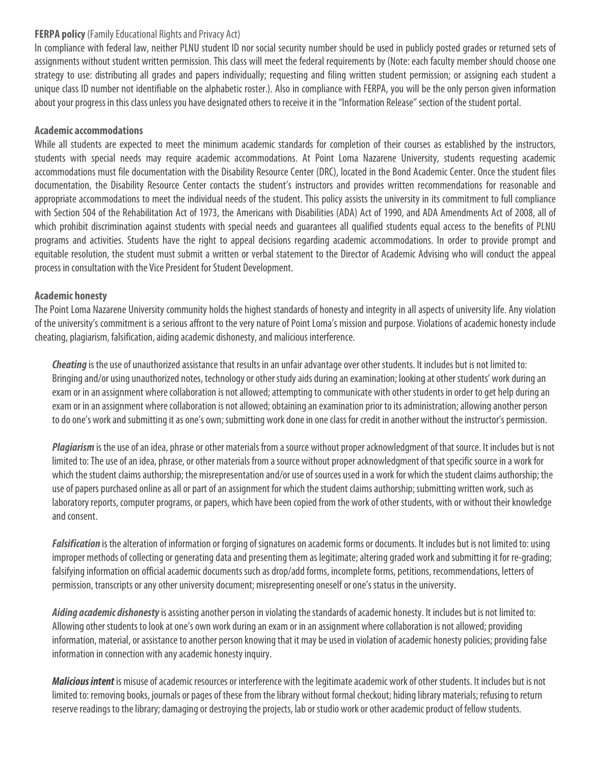**FERPA policy** (Family Educational Rights and Privacy Act)

In compliance with federal law, neither PLNU student ID nor social security number should be used in publicly posted grades or returned sets of assignments without student written permission. This class will meet the federal requirements by (Note: each faculty member should choose one strategy to use: distributing all grades and papers individually; requesting and filing written student permission; or assigning each student a unique class ID number not identifiable on the alphabetic roster.). Also in compliance with FERPA, you will be the only person given information about your progress in this class unless you have designated others to receive it in the "Information Release" section of the student portal.

**Academic accommodations**

While all students are expected to meet the minimum academic standards for completion of their courses as established by the instructors, students with special needs may require academic accommodations. At Point Loma Nazarene University, students requesting academic accommodations must file documentation with the Disability Resource Center (DRC), located in the Bond Academic Center. Once the student files documentation, the Disability Resource Center contacts the student's instructors and provides written recommendations for reasonable and appropriate accommodations to meet the individual needs of the student. This policy assists the university in its commitment to full compliance with Section 504 of the Rehabilitation Act of 1973, the Americans with Disabilities (ADA) Act of 1990, and ADA Amendments Act of 2008, all of which prohibit discrimination against students with special needs and guarantees all qualified students equal access to the benefits of PLNU programs and activities. Students have the right to appeal decisions regarding academic accommodations. In order to provide prompt and equitable resolution, the student must submit a written or verbal statement to the Director of Academic Advising who will conduct the appeal process in consultation with the Vice President for Student Development.

**Academic honesty**

The Point Loma Nazarene University community holds the highest standards of honesty and integrity in all aspects of university life. Any violation of the university's commitment is a serious affront to the very nature of Point Loma's mission and purpose. Violations of academic honesty include cheating, plagiarism, falsification, aiding academic dishonesty, and malicious interference.

***Cheating*** is the use of unauthorized assistance that results in an unfair advantage over other students. It includes but is not limited to: Bringing and/or using unauthorized notes, technology or other study aids during an examination; looking at other students' work during an exam or in an assignment where collaboration is not allowed; attempting to communicate with other students in order to get help during an exam or in an assignment where collaboration is not allowed; obtaining an examination prior to its administration; allowing another person to do one's work and submitting it as one's own; submitting work done in one class for credit in another without the instructor's permission.

***Plagiarism*** is the use of an idea, phrase or other materials from a source without proper acknowledgment of that source. It includes but is not limited to: The use of an idea, phrase, or other materials from a source without proper acknowledgment of that specific source in a work for which the student claims authorship; the misrepresentation and/or use of sources used in a work for which the student claims authorship; the use of papers purchased online as all or part of an assignment for which the student claims authorship; submitting written work, such as laboratory reports, computer programs, or papers, which have been copied from the work of other students, with or without their knowledge and consent.

***Falsification*** is the alteration of information or forging of signatures on academic forms or documents. It includes but is not limited to: using improper methods of collecting or generating data and presenting them as legitimate; altering graded work and submitting it for re-grading; falsifying information on official academic documents such as drop/add forms, incomplete forms, petitions, recommendations, letters of permission, transcripts or any other university document; misrepresenting oneself or one's status in the university.

***Aiding academic dishonesty*** is assisting another person in violating the standards of academic honesty. It includes but is not limited to: Allowing other students to look at one's own work during an exam or in an assignment where collaboration is not allowed; providing information, material, or assistance to another person knowing that it may be used in violation of academic honesty policies; providing false information in connection with any academic honesty inquiry.

***Malicious intent*** is misuse of academic resources or interference with the legitimate academic work of other students. It includes but is not limited to: removing books, journals or pages of these from the library without formal checkout; hiding library materials; refusing to return reserve readings to the library; damaging or destroying the projects, lab or studio work or other academic product of fellow students.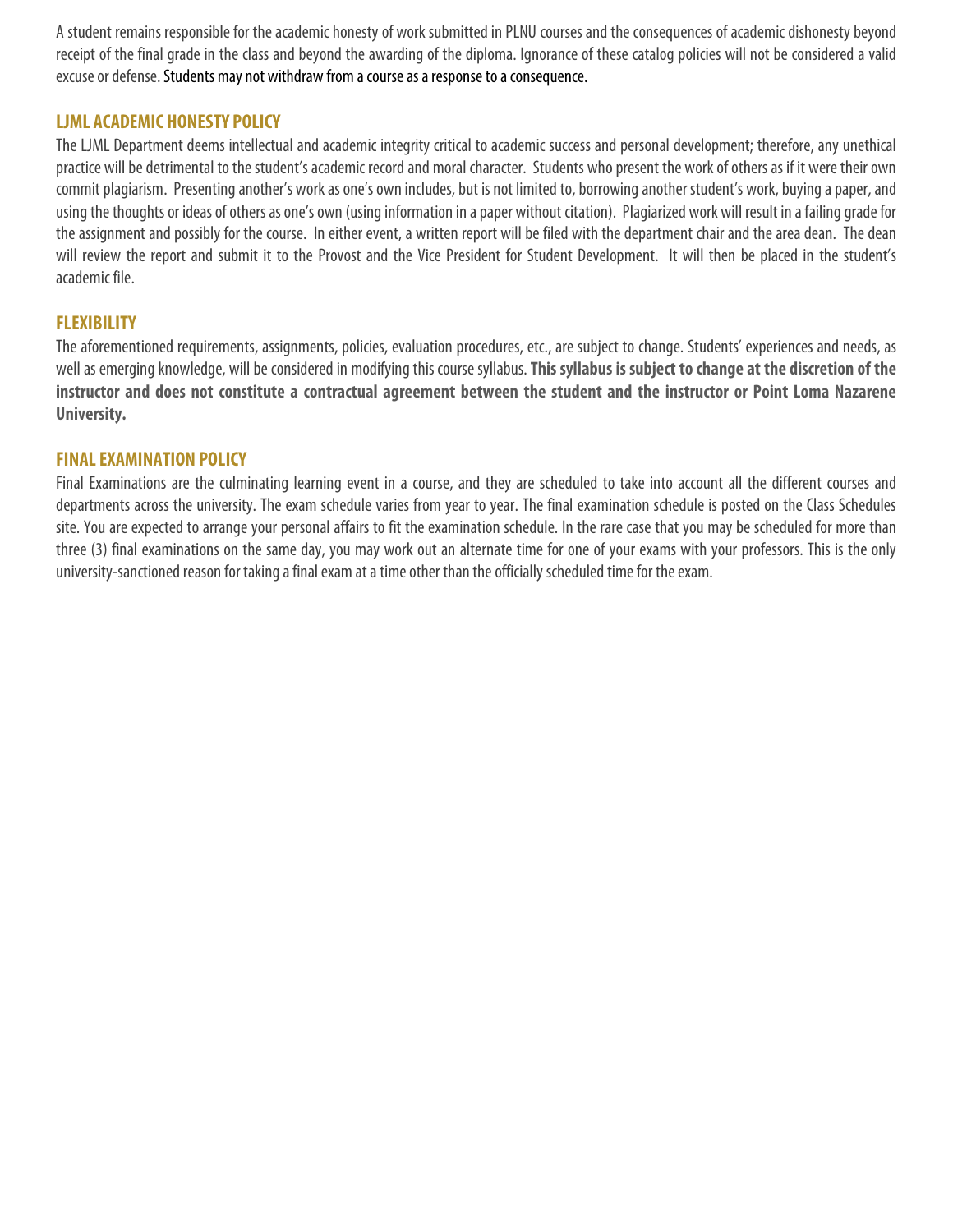A student remains responsible for the academic honesty of work submitted in PLNU courses and the consequences of academic dishonesty beyond receipt of the final grade in the class and beyond the awarding of the diploma. Ignorance of these catalog policies will not be considered a valid excuse or defense. Students may not withdraw from a course as a response to a consequence.

## LJML ACADEMIC HONESTY POLICY

The LJML Department deems intellectual and academic integrity critical to academic success and personal development; therefore, any unethical practice will be detrimental to the student's academic record and moral character. Students who present the work of others as if it were their own commit plagiarism. Presenting another's work as one's own includes, but is not limited to, borrowing another student's work, buying a paper, and using the thoughts or ideas of others as one's own (using information in a paper without citation). Plagiarized work will result in a failing grade for the assignment and possibly for the course. In either event, a written report will be filed with the department chair and the area dean. The dean will review the report and submit it to the Provost and the Vice President for Student Development. It will then be placed in the student's academic file.

## FLEXIBILITY

The aforementioned requirements, assignments, policies, evaluation procedures, etc., are subject to change. Students' experiences and needs, as well as emerging knowledge, will be considered in modifying this course syllabus. **This syllabus is subject to change at the discretion of the instructor and does not constitute a contractual agreement between the student and the instructor or Point Loma Nazarene University.**

## FINAL EXAMINATION POLICY

Final Examinations are the culminating learning event in a course, and they are scheduled to take into account all the different courses and departments across the university. The exam schedule varies from year to year. The final examination schedule is posted on the Class Schedules site. You are expected to arrange your personal affairs to fit the examination schedule. In the rare case that you may be scheduled for more than three (3) final examinations on the same day, you may work out an alternate time for one of your exams with your professors. This is the only university-sanctioned reason for taking a final exam at a time other than the officially scheduled time for the exam.